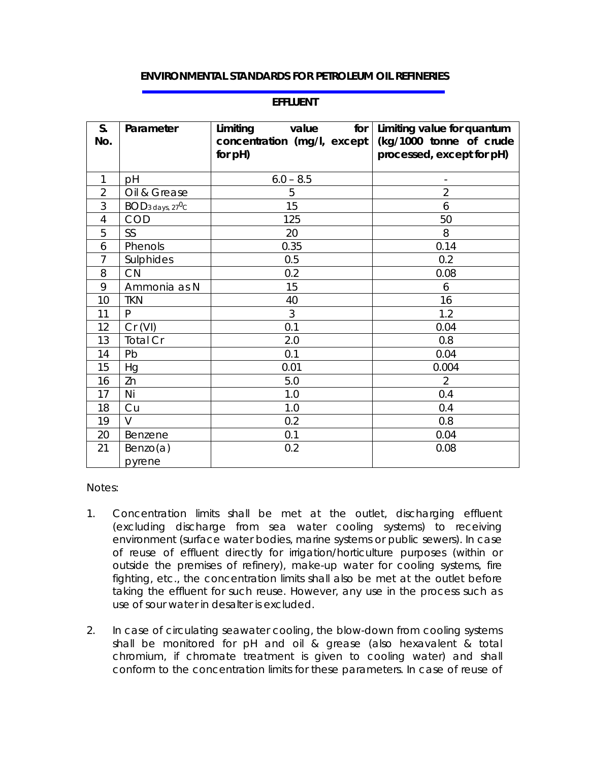# ENVIRONMENTAL STANDARDS FOR PETROLEUM OIL REFINERIES

## EFFLUENT

| S. No. | Parameter | Limiting value for concentration (mg/l, except for pH) | Limiting value for quantum (kg/1000 tonne of crude processed, except for pH) |
|---|---|---|---|
| 1 | pH | 6.0 – 8.5 | - |
| 2 | Oil & Grease | 5 | 2 |
| 3 | $BOD_{3\ days,\ 27^0C}$ | 15 | 6 |
| 4 | COD | 125 | 50 |
| 5 | SS | 20 | 8 |
| 6 | Phenols | 0.35 | 0.14 |
| 7 | Sulphides | 0.5 | 0.2 |
| 8 | CN | 0.2 | 0.08 |
| 9 | Ammonia as N | 15 | 6 |
| 10 | TKN | 40 | 16 |
| 11 | P | 3 | 1.2 |
| 12 | Cr (VI) | 0.1 | 0.04 |
| 13 | Total Cr | 2.0 | 0.8 |
| 14 | Pb | 0.1 | 0.04 |
| 15 | Hg | 0.01 | 0.004 |
| 16 | Zn | 5.0 | 2 |
| 17 | Ni | 1.0 | 0.4 |
| 18 | Cu | 1.0 | 0.4 |
| 19 | V | 0.2 | 0.8 |
| 20 | Benzene | 0.1 | 0.04 |
| 21 | Benzo(a) pyrene | 0.2 | 0.08 |

Notes:

1. Concentration limits shall be met at the outlet, discharging effluent (excluding discharge from sea water cooling systems) to receiving environment (surface water bodies, marine systems or public sewers). In case of reuse of effluent directly for irrigation/horticulture purposes (within or outside the premises of refinery), make-up water for cooling systems, fire fighting, etc., the concentration limits shall also be met at the outlet before taking the effluent for such reuse. However, any use in the process such as use of sour water in desalter is excluded.

2. In case of circulating seawater cooling, the blow-down from cooling systems shall be monitored for pH and oil & grease (also hexavalent & total chromium, if chromate treatment is given to cooling water) and shall conform to the concentration limits for these parameters. In case of reuse of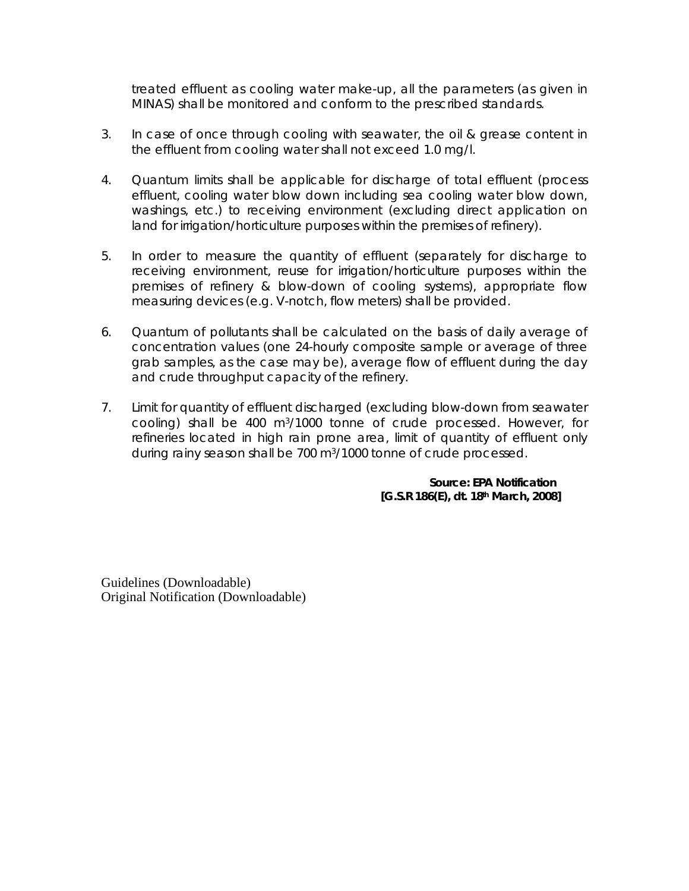treated effluent as cooling water make-up, all the parameters (as given in MINAS) shall be monitored and conform to the prescribed standards.

3. In case of once through cooling with seawater, the oil & grease content in the effluent from cooling water shall not exceed 1.0 mg/l.

4. Quantum limits shall be applicable for discharge of total effluent (process effluent, cooling water blow down including sea cooling water blow down, washings, etc.) to receiving environment (excluding direct application on land for irrigation/horticulture purposes within the premises of refinery).

5. In order to measure the quantity of effluent (separately for discharge to receiving environment, reuse for irrigation/horticulture purposes within the premises of refinery & blow-down of cooling systems), appropriate flow measuring devices (e.g. V-notch, flow meters) shall be provided.

6. Quantum of pollutants shall be calculated on the basis of daily average of concentration values (one 24-hourly composite sample or average of three grab samples, as the case may be), average flow of effluent during the day and crude throughput capacity of the refinery.

7. Limit for quantity of effluent discharged (excluding blow-down from seawater cooling) shall be 400 $m^3$/1000 tonne of crude processed. However, for refineries located in high rain prone area, limit of quantity of effluent only during rainy season shall be 700 $m^3$/1000 tonne of crude processed.

**Source: EPA Notification**
**[G.S.R 186(E), dt. 18th March, 2008]**

Guidelines (Downloadable)
Original Notification (Downloadable)